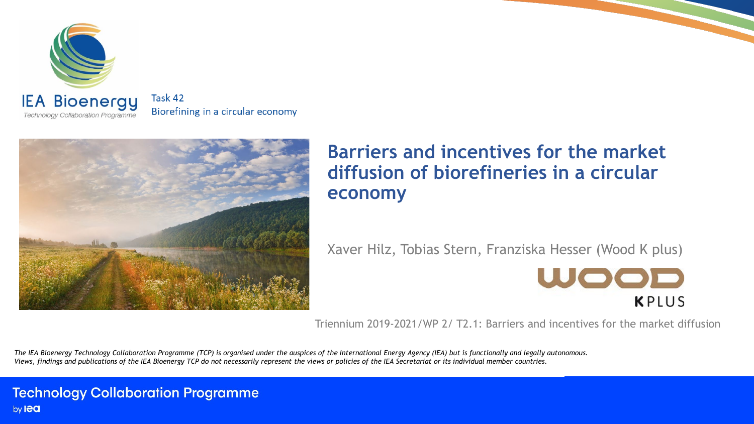IEA Bioenergy

Technology Collaboration Programme

Task 42

Biorefining in a circular economy

# Barriers and incentives for the market diffusion of biorefineries in a circular economy

Xaver Hilz, Tobias Stern, Franziska Hesser (Wood K plus)

WOOD KPLUS

Triennium 2019-2021/WP 2/ T2.1: Barriers and incentives for the market diffusion

*The IEA Bioenergy Technology Collaboration Programme (TCP) is organised under the auspices of the International Energy Agency (IEA) but is functionally and legally autonomous. Views, findings and publications of the IEA Bioenergy TCP do not necessarily represent the views or policies of the IEA Secretariat or its individual member countries.*

Technology Collaboration Programme

by iea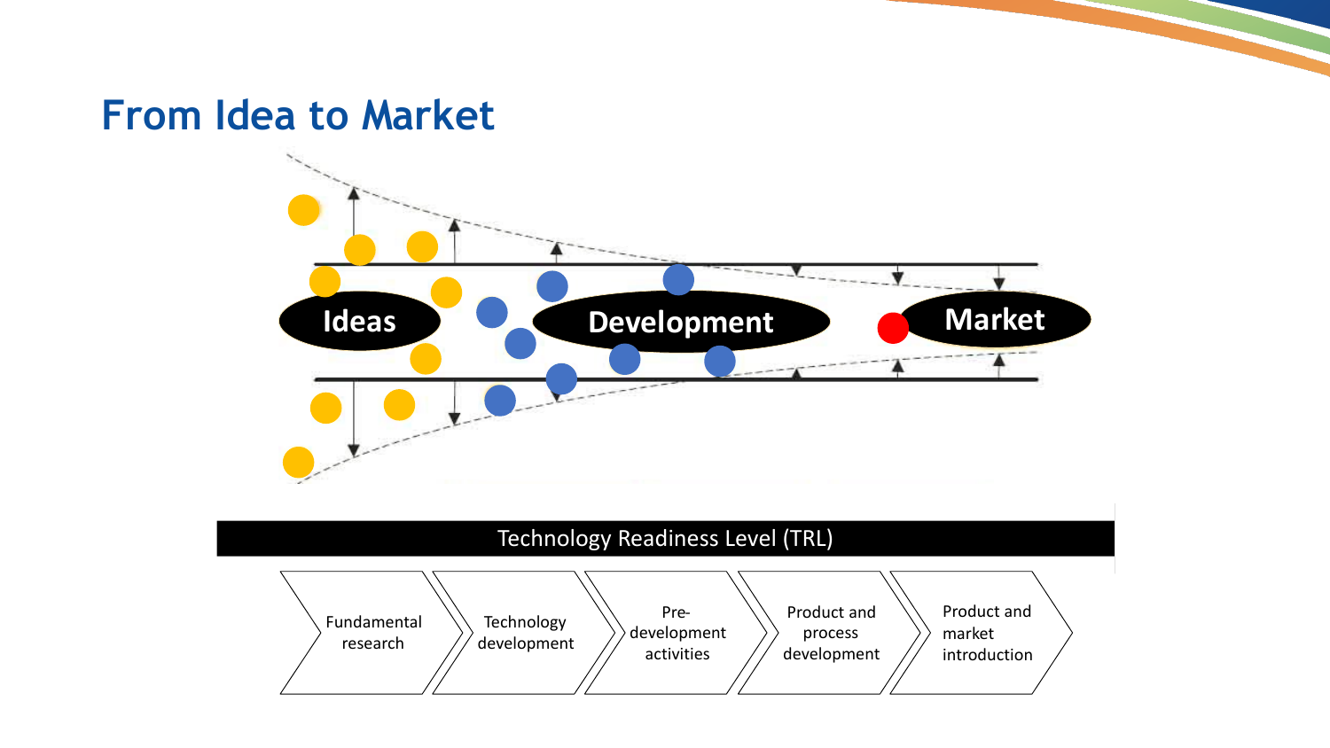# From Idea to Market

Ideas

Development

Market

Technology Readiness Level (TRL)

Fundamental research → Technology development → Pre-development activities → Product and process development → Product and market introduction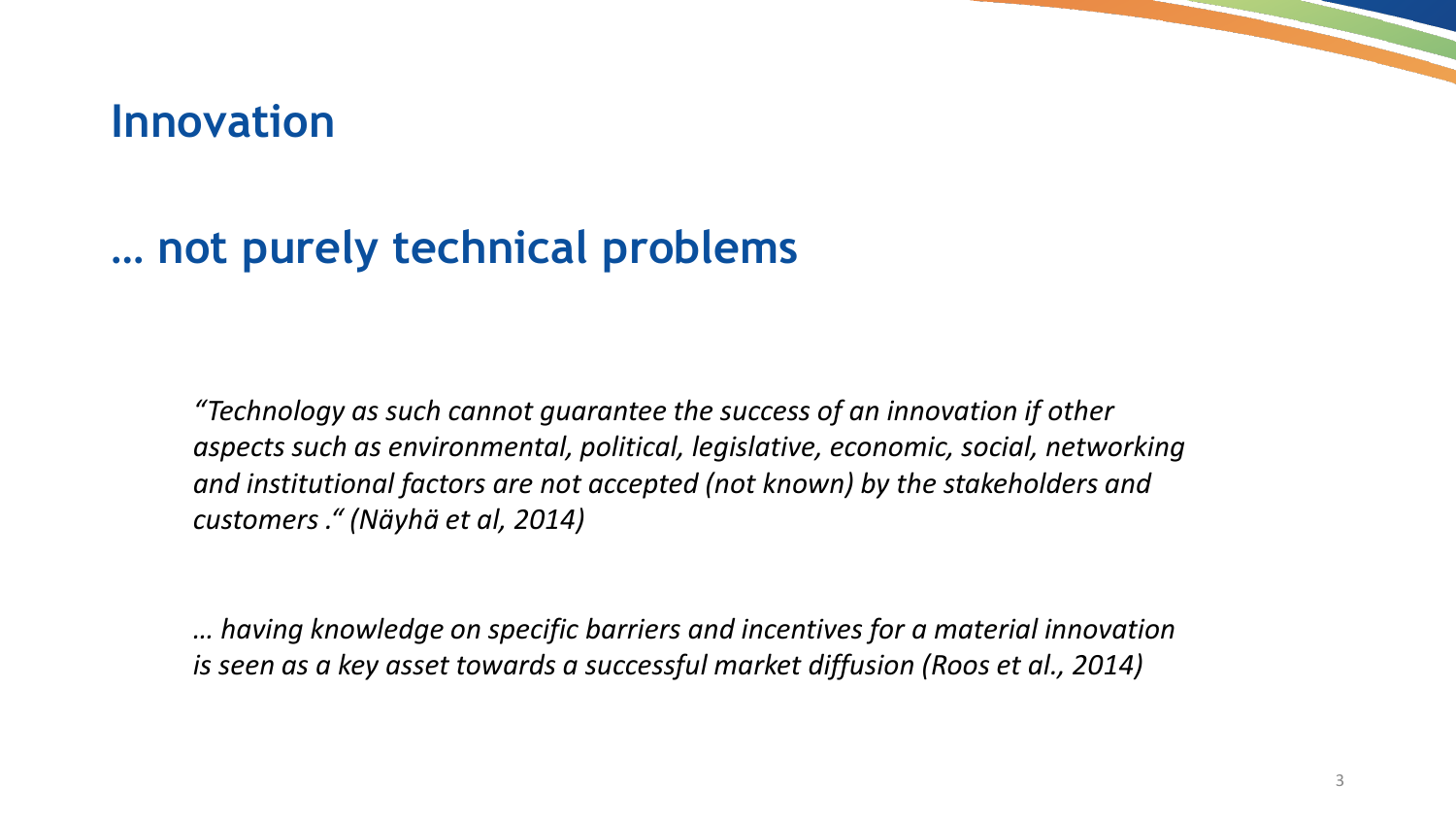# Innovation

## … not purely technical problems

*"Technology as such cannot guarantee the success of an innovation if other aspects such as environmental, political, legislative, economic, social, networking and institutional factors are not accepted (not known) by the stakeholders and customers ." (Näyhä et al, 2014)*

*… having knowledge on specific barriers and incentives for a material innovation is seen as a key asset towards a successful market diffusion (Roos et al., 2014)*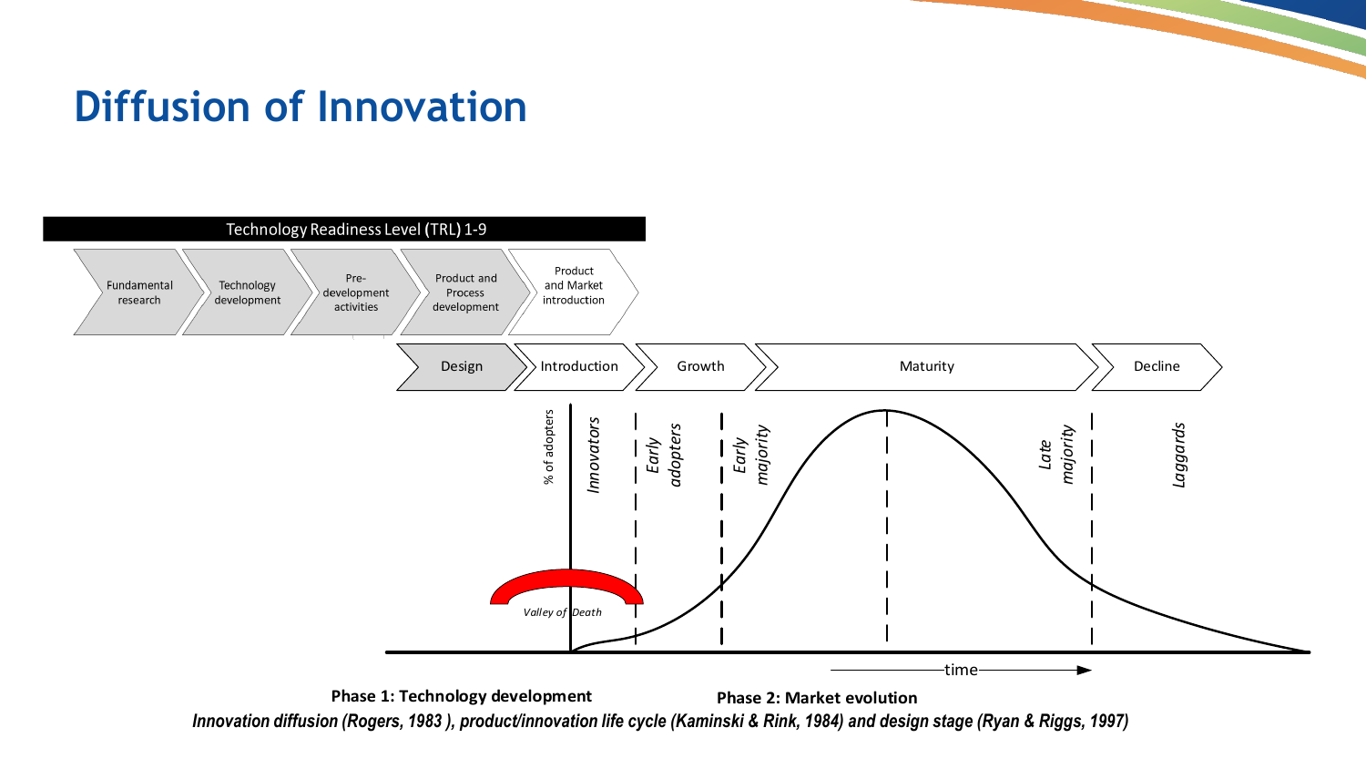# Diffusion of Innovation

Technology Readiness Level (TRL) 1-9

Fundamental research → Technology development → Pre-development activities → Product and Process development → Product and Market introduction

Design → Introduction → Growth → Maturity → Decline

% of adopters

*Innovators* | *Early adopters* | *Early majority* | *Late majority* | *Laggards*

*Valley of Death*

time

**Phase 1: Technology development** **Phase 2: Market evolution**

***Innovation diffusion (Rogers, 1983 ), product/innovation life cycle (Kaminski & Rink, 1984) and design stage (Ryan & Riggs, 1997)***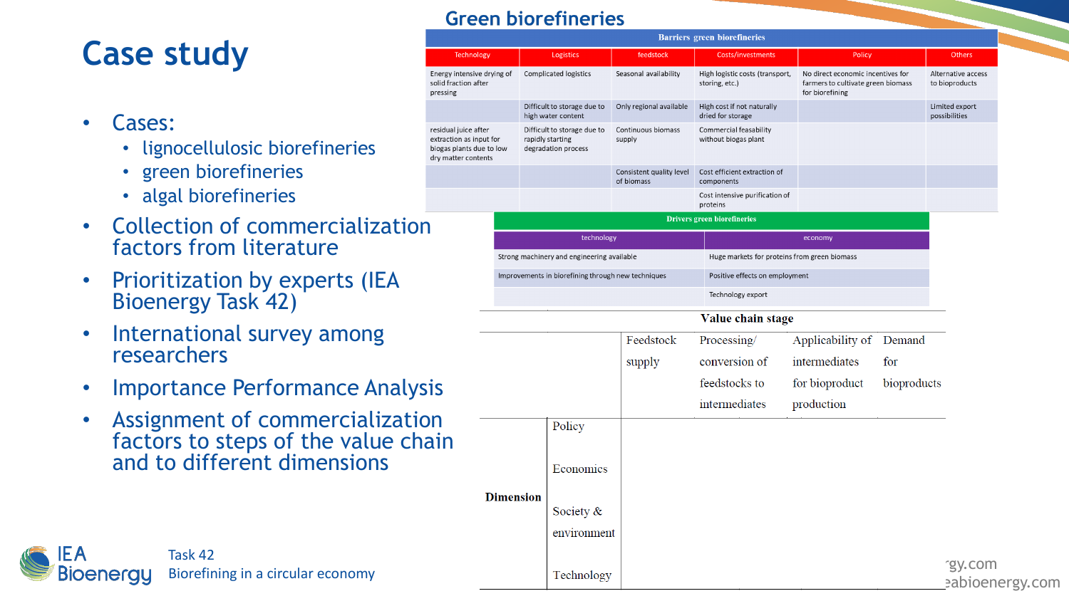# Case study

- Cases:
  - lignocellulosic biorefineries
  - green biorefineries
  - algal biorefineries
- Collection of commercialization factors from literature
- Prioritization by experts (IEA Bioenergy Task 42)
- International survey among researchers
- Importance Performance Analysis
- Assignment of commercialization factors to steps of the value chain and to different dimensions

## Green biorefineries

**Barriers green biorefineries**

| Technology | Logistics | feedstock | Costs/investments | Policy | Others |
|---|---|---|---|---|---|
| Energy intensive drying of solid fraction after pressing | Complicated logistics | Seasonal availability | High logistic costs (transport, storing, etc.) | No direct economic incentives for farmers to cultivate green biomass for biorefining | Alternative access to bioproducts |
| | Difficult to storage due to high water content | Only regional available | High cost if not naturally dried for storage | | Limited export possibilities |
| residual juice after extraction as input for biogas plants due to low dry matter contents | Difficult to storage due to rapidly starting degradation process | Continuous biomass supply | Commercial feasability without biogas plant | | |
| | | Consistent quality level of biomass | Cost efficient extraction of components | | |
| | | | Cost intensive purification of proteins | | |

**Drivers green biorefineries**

| technology | economy |
|---|---|
| Strong machinery and engineering available | Huge markets for proteins from green biomass |
| Improvements in biorefining through new techniques | Positive effects on employment |
| | Technology export |

| | | Value chain stage | | | |
|---|---|---|---|---|---|
| | | Feedstock supply | Processing/ conversion of feedstocks to intermediates | Applicability of intermediates for bioproduct production | Demand for bioproducts |
| Dimension | Policy | | | | |
| | Economics | | | | |
| | Society & environment | | | | |
| | Technology | | | | |

IEA Bioenergy Task 42 Biorefining in a circular economy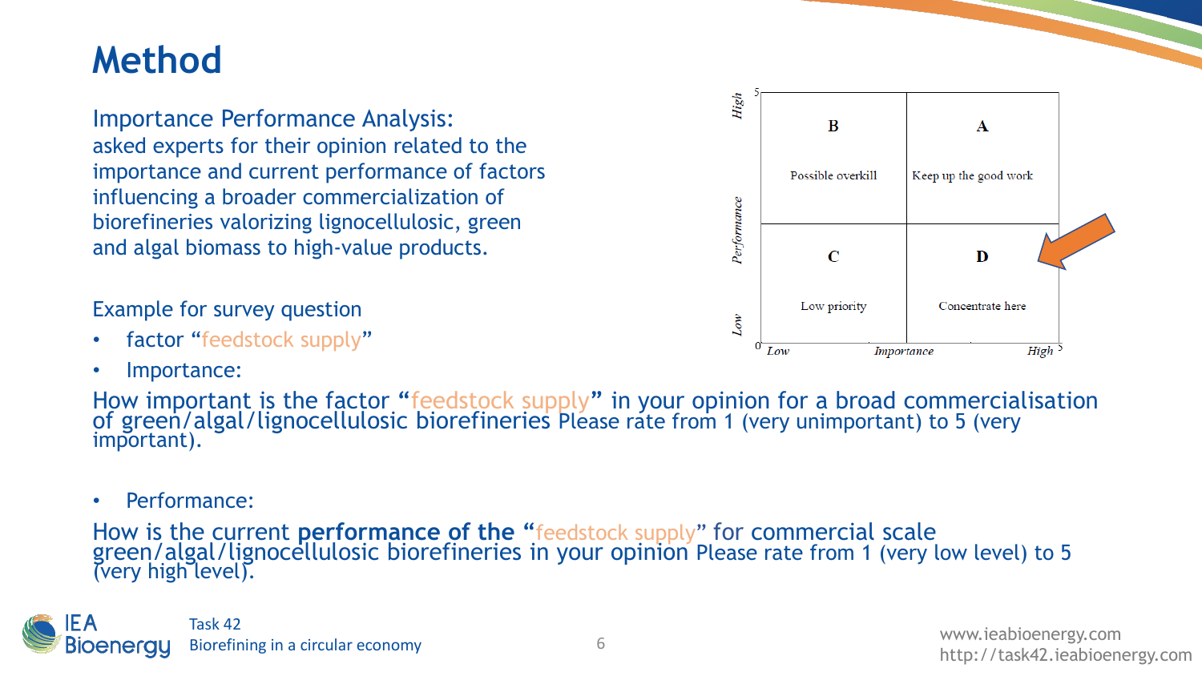# Method

Importance Performance Analysis:
asked experts for their opinion related to the importance and current performance of factors influencing a broader commercialization of biorefineries valorizing lignocellulosic, green and algal biomass to high-value products.

Example for survey question

- factor "feedstock supply"
- Importance:

How important is the factor "feedstock supply" in your opinion for a broad commercialisation of green/algal/lignocellulosic biorefineries Please rate from 1 (very unimportant) to 5 (very important).

- Performance:

How is the current **performance of the** "feedstock supply" for commercial scale green/algal/lignocellulosic biorefineries in your opinion Please rate from 1 (very low level) to 5 (very high level).

| Performance \ Importance | Low | High |
|---|---|---|
| High | B – Possible overkill | A – Keep up the good work |
| Low | C – Low priority | D – Concentrate here |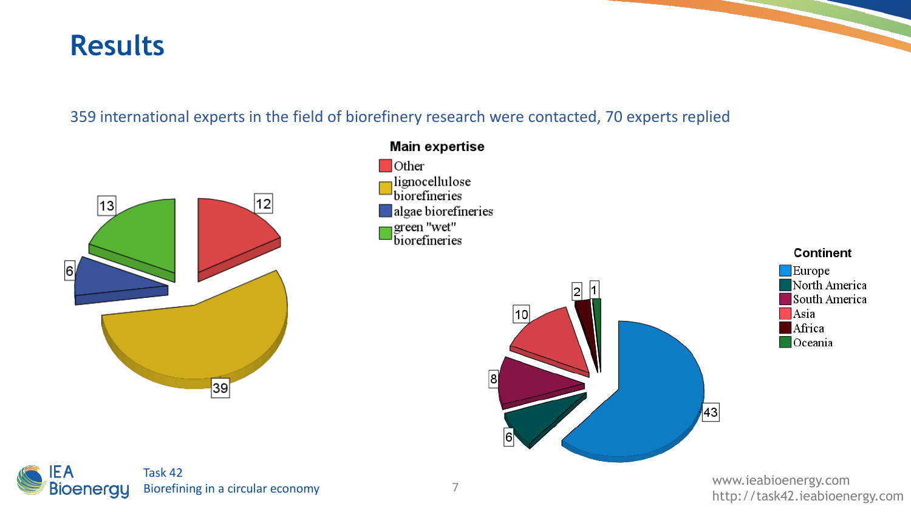# Results

359 international experts in the field of biorefinery research were contacted, 70 experts replied

**Main expertise**

| Main expertise | Number |
| --- | --- |
| Other | 12 |
| lignocellulose biorefineries | 39 |
| algae biorefineries | 6 |
| green "wet" biorefineries | 13 |

**Continent**

| Continent | Number |
| --- | --- |
| Europe | 43 |
| North America | 6 |
| South America | 8 |
| Asia | 10 |
| Africa | 2 |
| Oceania | 1 |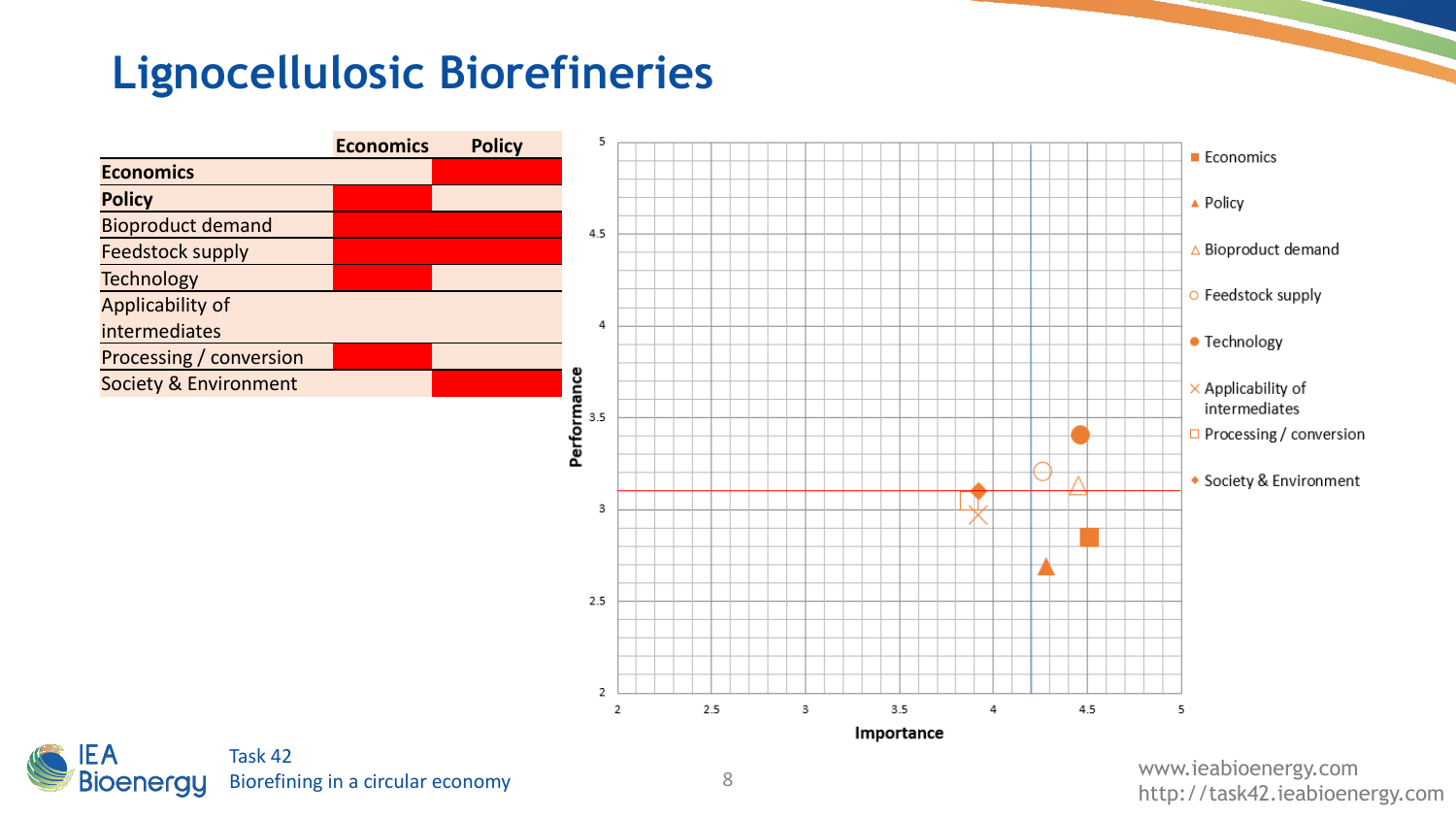# Lignocellulosic Biorefineries

| | Economics | Policy |
|---|---|---|
| **Economics** | | |
| **Policy** | | |
| Bioproduct demand | | |
| Feedstock supply | | |
| Technology | | |
| Applicability of intermediates | | |
| Processing / conversion | | |
| Society & Environment | | |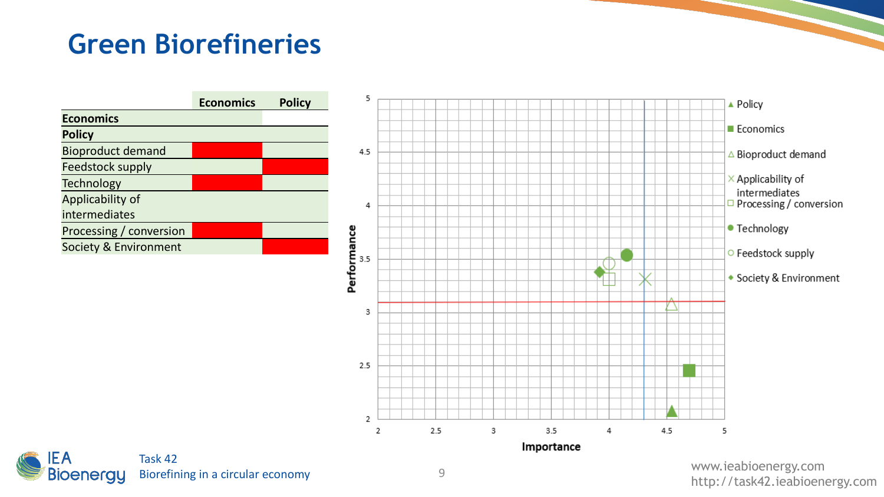# Green Biorefineries

| | Economics | Policy |
|---|---|---|
| **Economics** | | |
| **Policy** | | |
| Bioproduct demand | ■ | |
| Feedstock supply | | ■ |
| Technology | ■ | |
| Applicability of intermediates | | |
| Processing / conversion | ■ | |
| Society & Environment | | ■ |

Performance

Importance

▲ Policy
■ Economics
△ Bioproduct demand
× Applicability of intermediates
□ Processing / conversion
● Technology
○ Feedstock supply
◆ Society & Environment

Task 42
Biorefining in a circular economy

www.ieabioenergy.com
http://task42.ieabioenergy.com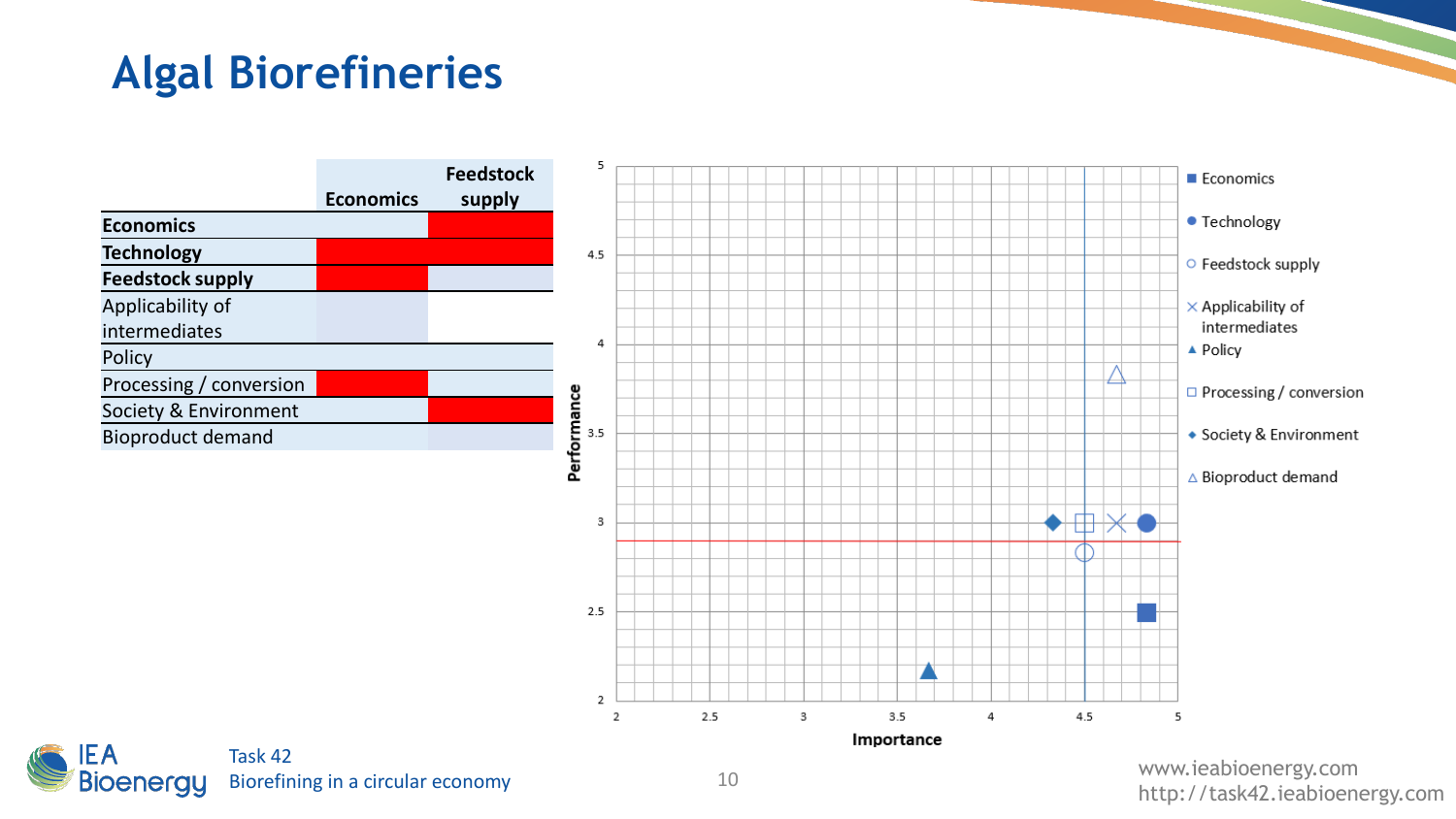# Algal Biorefineries

| | Economics | Feedstock supply |
|---|---|---|
| **Economics** | | |
| **Technology** | | |
| **Feedstock supply** | | |
| Applicability of intermediates | | |
| Policy | | |
| Processing / conversion | | |
| Society & Environment | | |
| Bioproduct demand | | |

Performance

Importance

- Economics
- Technology
- Feedstock supply
- Applicability of intermediates
- Policy
- Processing / conversion
- Society & Environment
- Bioproduct demand

Task 42
Biorefining in a circular economy

www.ieabioenergy.com
http://task42.ieabioenergy.com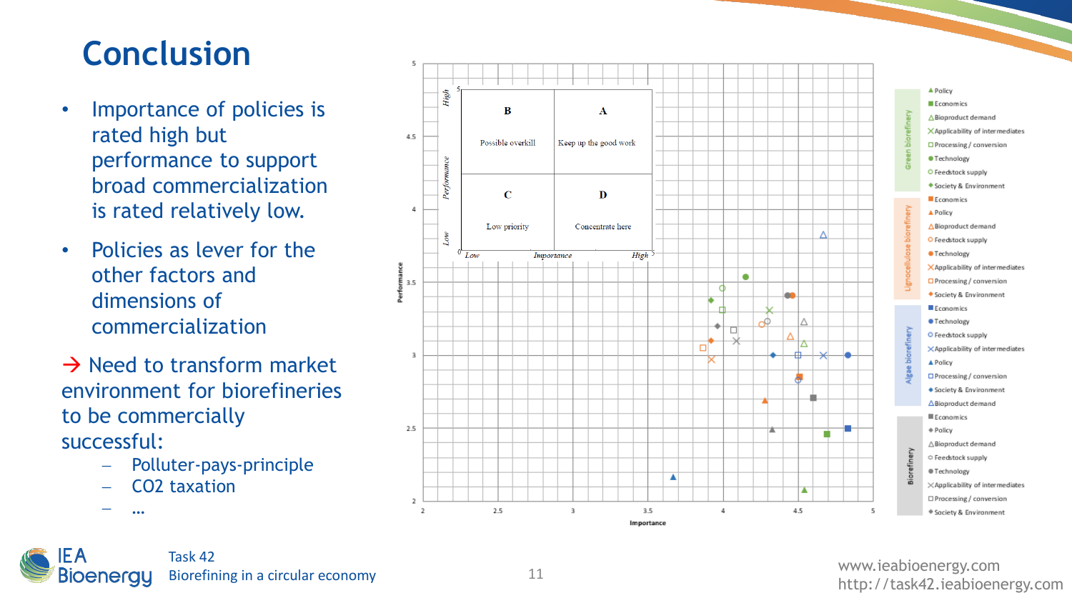# Conclusion

- Importance of policies is rated high but performance to support broad commercialization is rated relatively low.
- Policies as lever for the other factors and dimensions of commercialization

→ Need to transform market environment for biorefineries to be commercially successful:

- Polluter-pays-principle
- $CO_2$ taxation
- …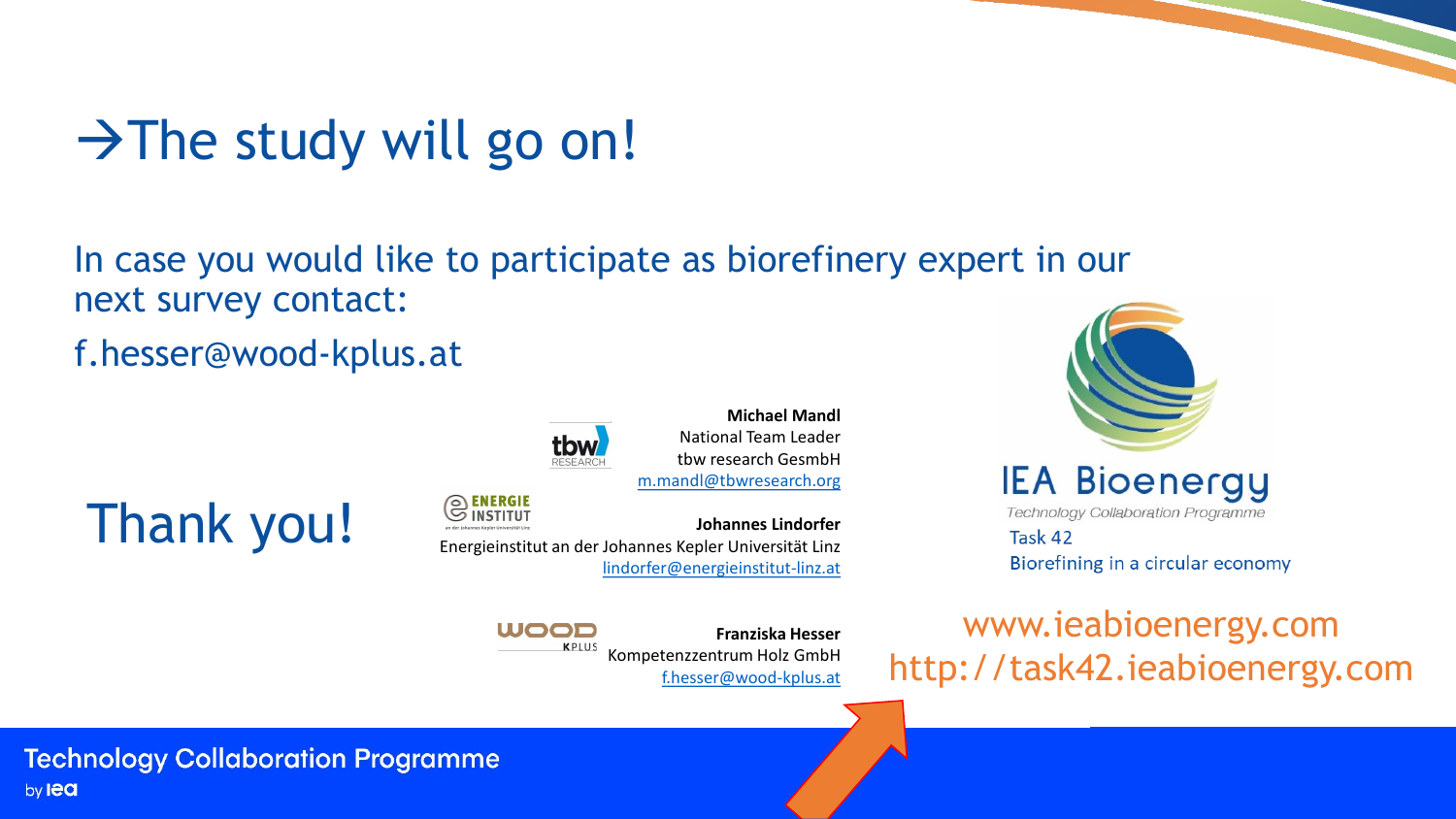# →The study will go on!

In case you would like to participate as biorefinery expert in our next survey contact:

f.hesser@wood-kplus.at

# Thank you!

**Michael Mandl**
National Team Leader
tbw research GesmbH
m.mandl@tbwresearch.org

**Johannes Lindorfer**
Energieinstitut an der Johannes Kepler Universität Linz
lindorfer@energieinstitut-linz.at

**Franziska Hesser**
Kompetenzzentrum Holz GmbH
f.hesser@wood-kplus.at

IEA Bioenergy
Technology Collaboration Programme
Task 42
Biorefining in a circular economy

www.ieabioenergy.com
http://task42.ieabioenergy.com

Technology Collaboration Programme
by iea